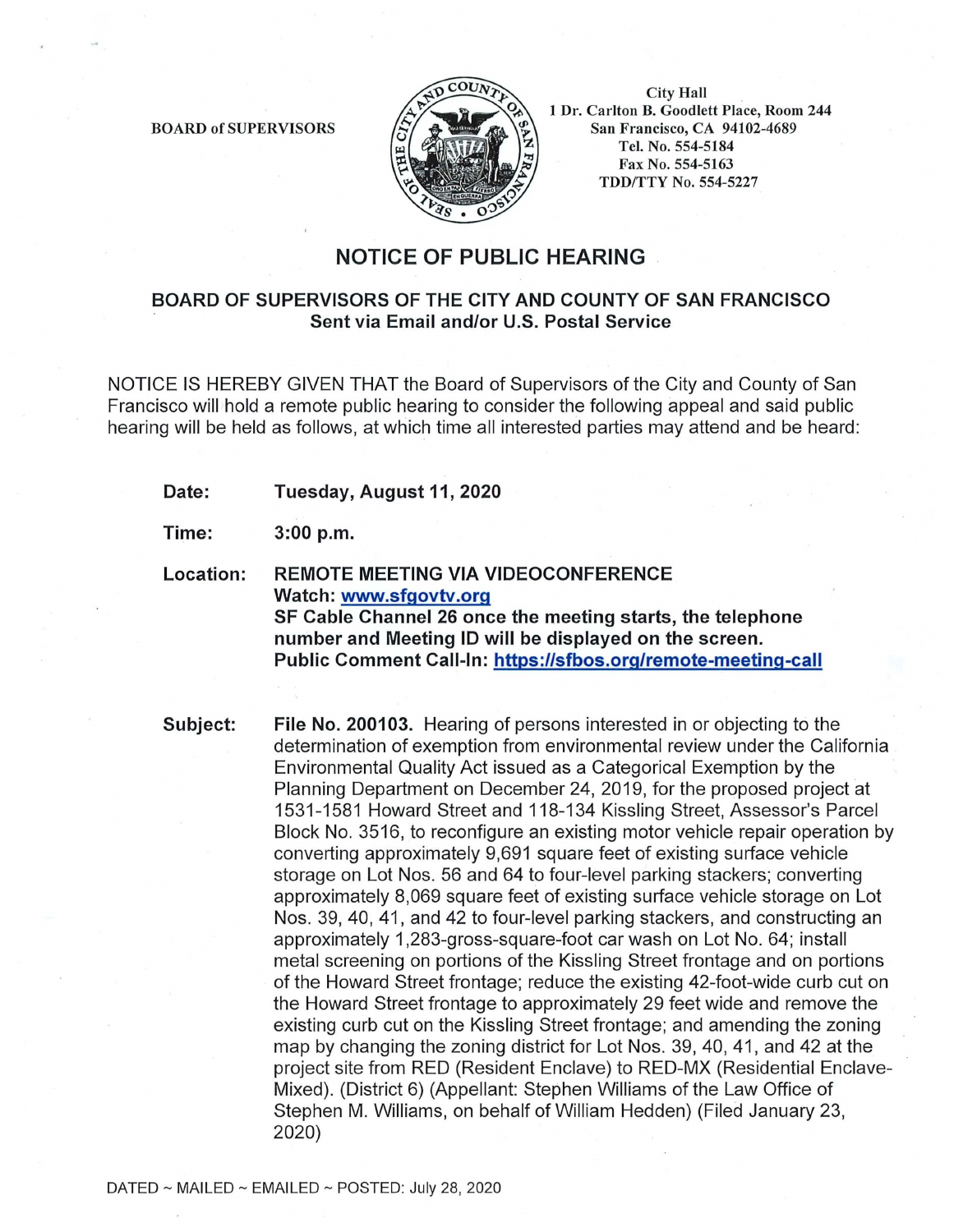BOARD of SUPERVISORS

City Hall
1 Dr. Carlton B. Goodlett Place, Room 244
San Francisco, CA 94102-4689
Tel. No. 554-5184
Fax No. 554-5163
TDD/TTY No. 554-5227

# NOTICE OF PUBLIC HEARING

## BOARD OF SUPERVISORS OF THE CITY AND COUNTY OF SAN FRANCISCO

**Sent via Email and/or U.S. Postal Service**

NOTICE IS HEREBY GIVEN THAT the Board of Supervisors of the City and County of San Francisco will hold a remote public hearing to consider the following appeal and said public hearing will be held as follows, at which time all interested parties may attend and be heard:

**Date:** **Tuesday, August 11, 2020**

**Time:** **3:00 p.m.**

**Location:** **REMOTE MEETING VIA VIDEOCONFERENCE**
**Watch: www.sfgovtv.org**
**SF Cable Channel 26 once the meeting starts, the telephone number and Meeting ID will be displayed on the screen.**
**Public Comment Call-In: https://sfbos.org/remote-meeting-call**

**Subject:** **File No. 200103.** Hearing of persons interested in or objecting to the determination of exemption from environmental review under the California Environmental Quality Act issued as a Categorical Exemption by the Planning Department on December 24, 2019, for the proposed project at 1531-1581 Howard Street and 118-134 Kissling Street, Assessor's Parcel Block No. 3516, to reconfigure an existing motor vehicle repair operation by converting approximately 9,691 square feet of existing surface vehicle storage on Lot Nos. 56 and 64 to four-level parking stackers; converting approximately 8,069 square feet of existing surface vehicle storage on Lot Nos. 39, 40, 41, and 42 to four-level parking stackers, and constructing an approximately 1,283-gross-square-foot car wash on Lot No. 64; install metal screening on portions of the Kissling Street frontage and on portions of the Howard Street frontage; reduce the existing 42-foot-wide curb cut on the Howard Street frontage to approximately 29 feet wide and remove the existing curb cut on the Kissling Street frontage; and amending the zoning map by changing the zoning district for Lot Nos. 39, 40, 41, and 42 at the project site from RED (Resident Enclave) to RED-MX (Residential Enclave-Mixed). (District 6) (Appellant: Stephen Williams of the Law Office of Stephen M. Williams, on behalf of William Hedden) (Filed January 23, 2020)

DATED ~ MAILED ~ EMAILED ~ POSTED: July 28, 2020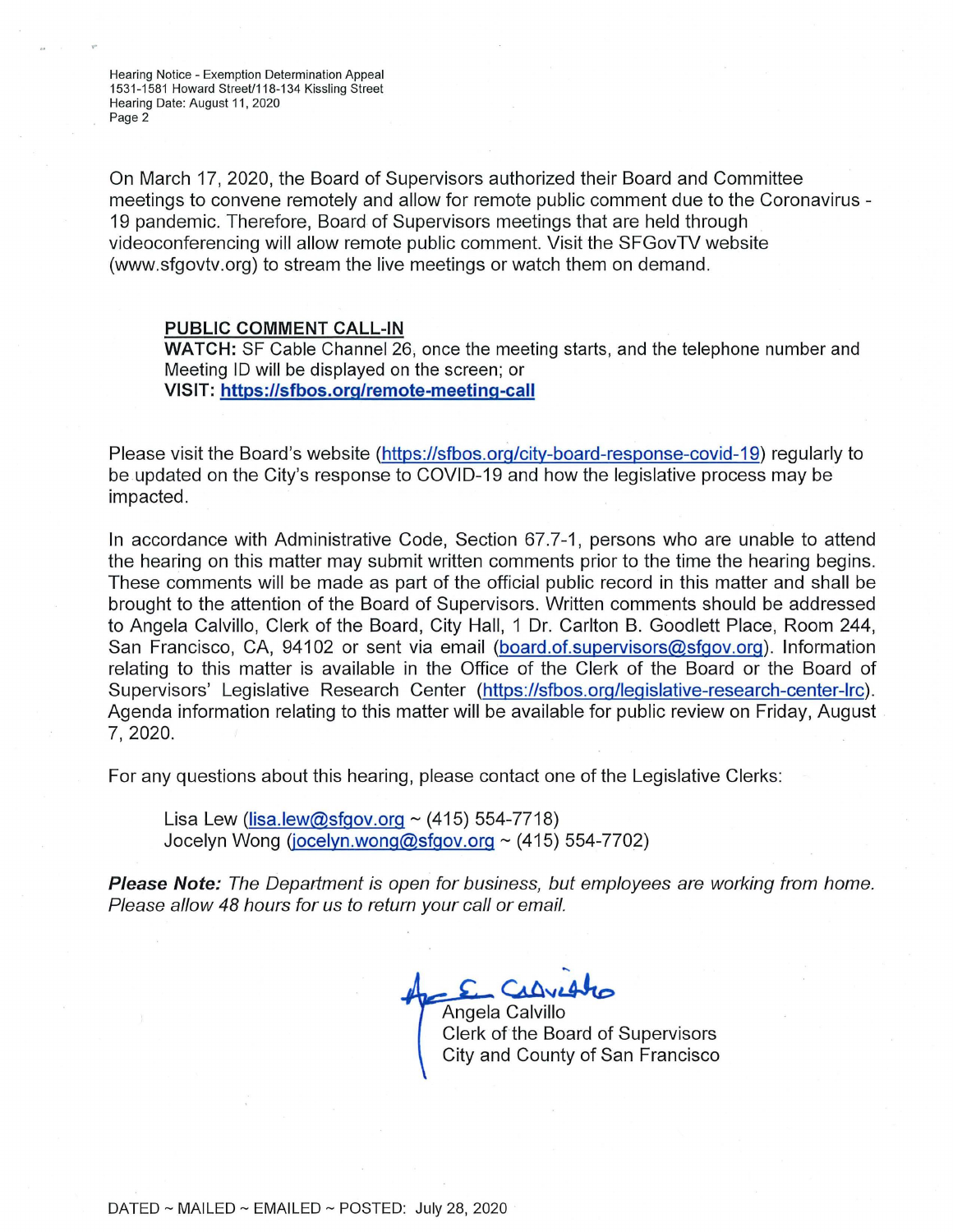On March 17, 2020, the Board of Supervisors authorized their Board and Committee meetings to convene remotely and allow for remote public comment due to the Coronavirus - 19 pandemic. Therefore, Board of Supervisors meetings that are held through videoconferencing will allow remote public comment. Visit the SFGovTV website (www.sfgovtv.org) to stream the live meetings or watch them on demand.

**PUBLIC COMMENT CALL-IN**

**WATCH:** SF Cable Channel 26, once the meeting starts, and the telephone number and Meeting ID will be displayed on the screen; or
**VISIT: https://sfbos.org/remote-meeting-call**

Please visit the Board's website (https://sfbos.org/city-board-response-covid-19) regularly to be updated on the City's response to COVID-19 and how the legislative process may be impacted.

In accordance with Administrative Code, Section 67.7-1, persons who are unable to attend the hearing on this matter may submit written comments prior to the time the hearing begins. These comments will be made as part of the official public record in this matter and shall be brought to the attention of the Board of Supervisors. Written comments should be addressed to Angela Calvillo, Clerk of the Board, City Hall, 1 Dr. Carlton B. Goodlett Place, Room 244, San Francisco, CA, 94102 or sent via email (board.of.supervisors@sfgov.org). Information relating to this matter is available in the Office of the Clerk of the Board or the Board of Supervisors' Legislative Research Center (https://sfbos.org/legislative-research-center-lrc). Agenda information relating to this matter will be available for public review on Friday, August 7, 2020.

For any questions about this hearing, please contact one of the Legislative Clerks:

Lisa Lew (lisa.lew@sfgov.org ~ (415) 554-7718)
Jocelyn Wong (jocelyn.wong@sfgov.org ~ (415) 554-7702)

***Please Note:*** *The Department is open for business, but employees are working from home. Please allow 48 hours for us to return your call or email.*

Angela Calvillo
Clerk of the Board of Supervisors
City and County of San Francisco

DATED ~ MAILED ~ EMAILED ~ POSTED: July 28, 2020